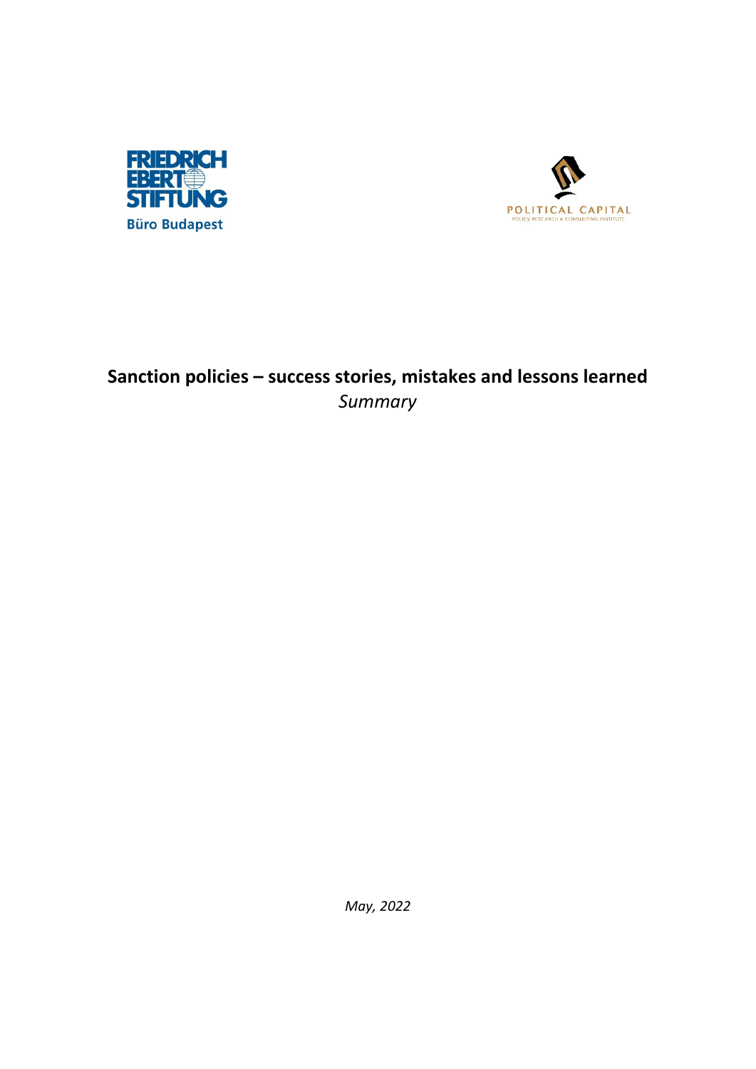FRIEDRICH EBERT STIFTUNG

Büro Budapest

POLITICAL CAPITAL

POLICY RESEARCH & CONSULTING INSTITUTE

# Sanction policies – success stories, mistakes and lessons learned

*Summary*

*May, 2022*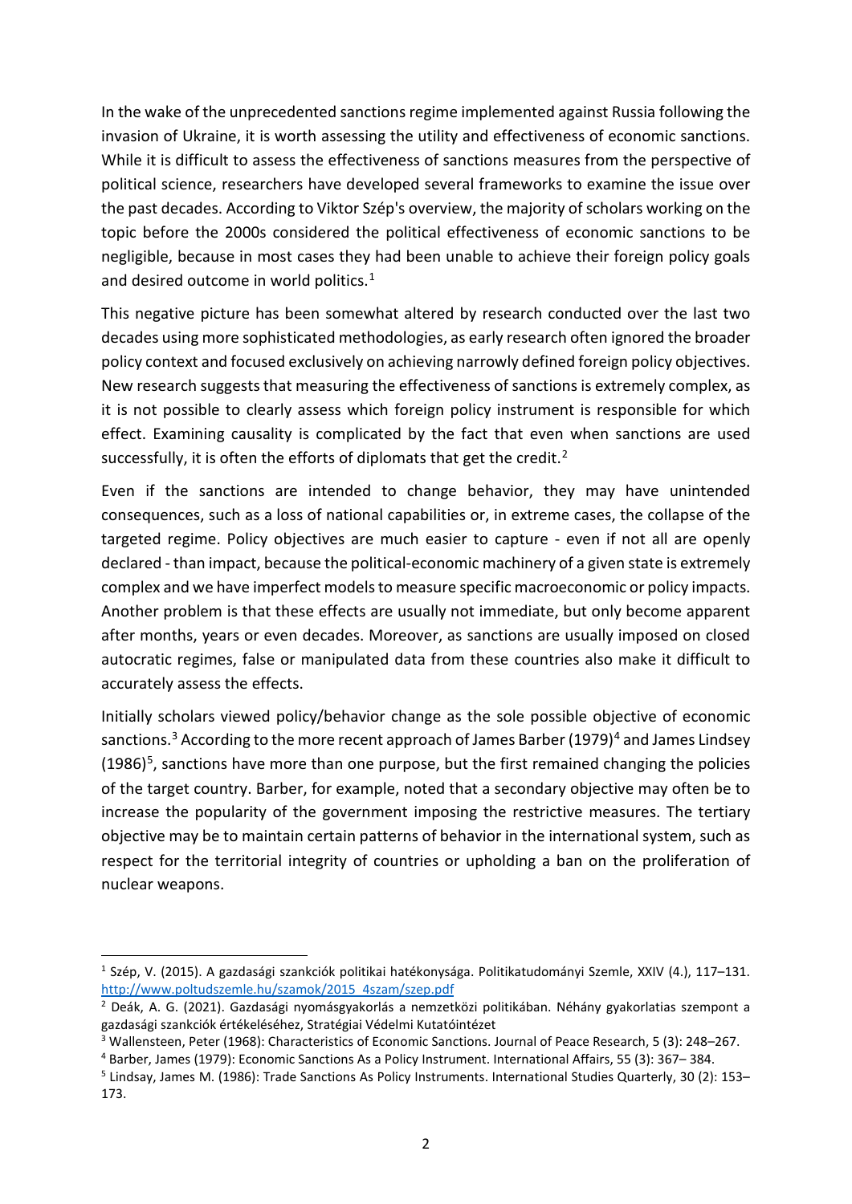In the wake of the unprecedented sanctions regime implemented against Russia following the invasion of Ukraine, it is worth assessing the utility and effectiveness of economic sanctions. While it is difficult to assess the effectiveness of sanctions measures from the perspective of political science, researchers have developed several frameworks to examine the issue over the past decades. According to Viktor Szép's overview, the majority of scholars working on the topic before the 2000s considered the political effectiveness of economic sanctions to be negligible, because in most cases they had been unable to achieve their foreign policy goals and desired outcome in world politics.[1]

This negative picture has been somewhat altered by research conducted over the last two decades using more sophisticated methodologies, as early research often ignored the broader policy context and focused exclusively on achieving narrowly defined foreign policy objectives. New research suggests that measuring the effectiveness of sanctions is extremely complex, as it is not possible to clearly assess which foreign policy instrument is responsible for which effect. Examining causality is complicated by the fact that even when sanctions are used successfully, it is often the efforts of diplomats that get the credit.[2]

Even if the sanctions are intended to change behavior, they may have unintended consequences, such as a loss of national capabilities or, in extreme cases, the collapse of the targeted regime. Policy objectives are much easier to capture - even if not all are openly declared - than impact, because the political-economic machinery of a given state is extremely complex and we have imperfect models to measure specific macroeconomic or policy impacts. Another problem is that these effects are usually not immediate, but only become apparent after months, years or even decades. Moreover, as sanctions are usually imposed on closed autocratic regimes, false or manipulated data from these countries also make it difficult to accurately assess the effects.

Initially scholars viewed policy/behavior change as the sole possible objective of economic sanctions.[3] According to the more recent approach of James Barber (1979)[4] and James Lindsey (1986)[5], sanctions have more than one purpose, but the first remained changing the policies of the target country. Barber, for example, noted that a secondary objective may often be to increase the popularity of the government imposing the restrictive measures. The tertiary objective may be to maintain certain patterns of behavior in the international system, such as respect for the territorial integrity of countries or upholding a ban on the proliferation of nuclear weapons.

---

[1] Szép, V. (2015). A gazdasági szankciók politikai hatékonysága. Politikatudományi Szemle, XXIV (4.), 117–131. http://www.poltudszemle.hu/szamok/2015_4szam/szep.pdf

[2] Deák, A. G. (2021). Gazdasági nyomásgyakorlás a nemzetközi politikában. Néhány gyakorlatias szempont a gazdasági szankciók értékeléséhez, Stratégiai Védelmi Kutatóintézet

[3] Wallensteen, Peter (1968): Characteristics of Economic Sanctions. Journal of Peace Research, 5 (3): 248–267.

[4] Barber, James (1979): Economic Sanctions As a Policy Instrument. International Affairs, 55 (3): 367– 384.

[5] Lindsay, James M. (1986): Trade Sanctions As Policy Instruments. International Studies Quarterly, 30 (2): 153–173.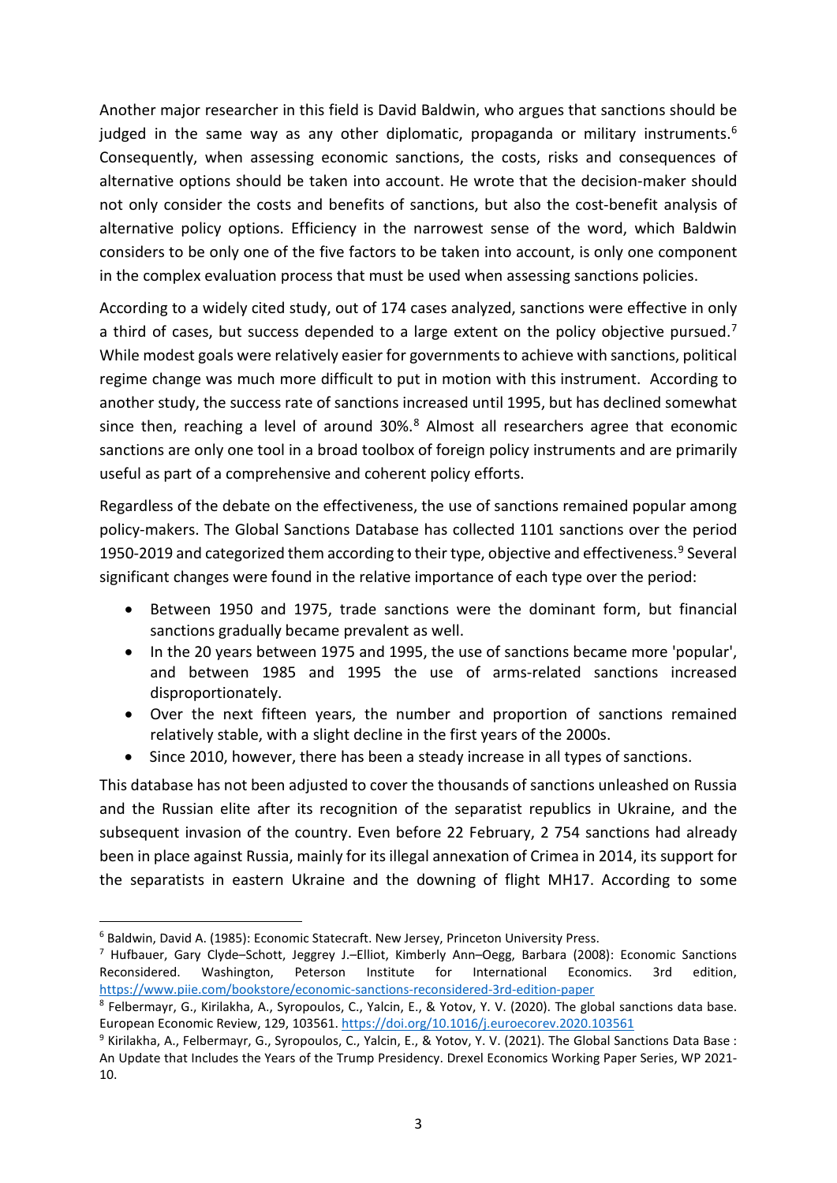Another major researcher in this field is David Baldwin, who argues that sanctions should be judged in the same way as any other diplomatic, propaganda or military instruments.[6] Consequently, when assessing economic sanctions, the costs, risks and consequences of alternative options should be taken into account. He wrote that the decision-maker should not only consider the costs and benefits of sanctions, but also the cost-benefit analysis of alternative policy options. Efficiency in the narrowest sense of the word, which Baldwin considers to be only one of the five factors to be taken into account, is only one component in the complex evaluation process that must be used when assessing sanctions policies.

According to a widely cited study, out of 174 cases analyzed, sanctions were effective in only a third of cases, but success depended to a large extent on the policy objective pursued.[7] While modest goals were relatively easier for governments to achieve with sanctions, political regime change was much more difficult to put in motion with this instrument. According to another study, the success rate of sanctions increased until 1995, but has declined somewhat since then, reaching a level of around 30%.[8] Almost all researchers agree that economic sanctions are only one tool in a broad toolbox of foreign policy instruments and are primarily useful as part of a comprehensive and coherent policy efforts.

Regardless of the debate on the effectiveness, the use of sanctions remained popular among policy-makers. The Global Sanctions Database has collected 1101 sanctions over the period 1950-2019 and categorized them according to their type, objective and effectiveness.[9] Several significant changes were found in the relative importance of each type over the period:

- Between 1950 and 1975, trade sanctions were the dominant form, but financial sanctions gradually became prevalent as well.
- In the 20 years between 1975 and 1995, the use of sanctions became more 'popular', and between 1985 and 1995 the use of arms-related sanctions increased disproportionately.
- Over the next fifteen years, the number and proportion of sanctions remained relatively stable, with a slight decline in the first years of the 2000s.
- Since 2010, however, there has been a steady increase in all types of sanctions.

This database has not been adjusted to cover the thousands of sanctions unleashed on Russia and the Russian elite after its recognition of the separatist republics in Ukraine, and the subsequent invasion of the country. Even before 22 February, 2 754 sanctions had already been in place against Russia, mainly for its illegal annexation of Crimea in 2014, its support for the separatists in eastern Ukraine and the downing of flight MH17. According to some

---

[6] Baldwin, David A. (1985): Economic Statecraft. New Jersey, Princeton University Press.

[7] Hufbauer, Gary Clyde–Schott, Jeggrey J.–Elliot, Kimberly Ann–Oegg, Barbara (2008): Economic Sanctions Reconsidered. Washington, Peterson Institute for International Economics. 3rd edition, https://www.piie.com/bookstore/economic-sanctions-reconsidered-3rd-edition-paper

[8] Felbermayr, G., Kirilakha, A., Syropoulos, C., Yalcin, E., & Yotov, Y. V. (2020). The global sanctions data base. European Economic Review, 129, 103561. https://doi.org/10.1016/j.euroecorev.2020.103561

[9] Kirilakha, A., Felbermayr, G., Syropoulos, C., Yalcin, E., & Yotov, Y. V. (2021). The Global Sanctions Data Base : An Update that Includes the Years of the Trump Presidency. Drexel Economics Working Paper Series, WP 2021-10.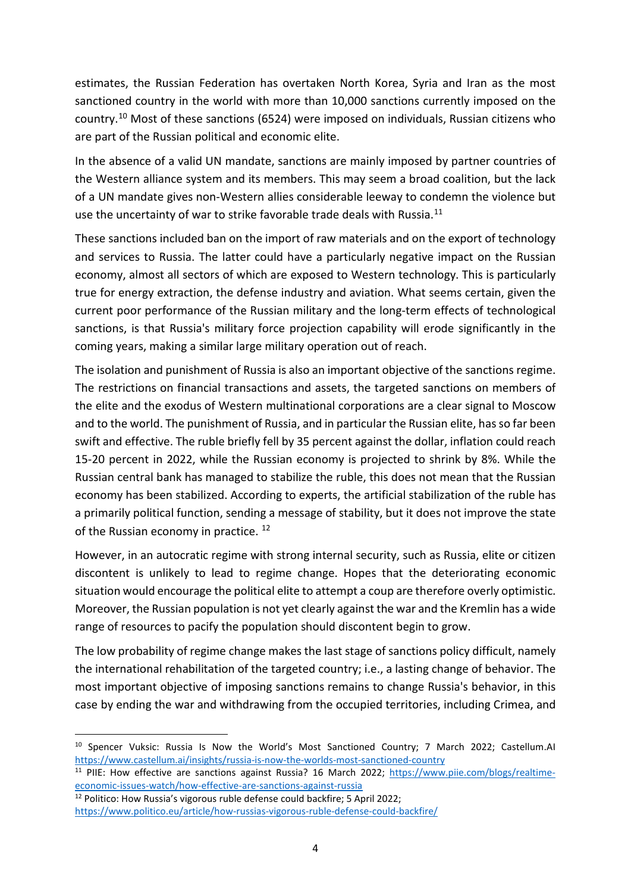estimates, the Russian Federation has overtaken North Korea, Syria and Iran as the most sanctioned country in the world with more than 10,000 sanctions currently imposed on the country.[10] Most of these sanctions (6524) were imposed on individuals, Russian citizens who are part of the Russian political and economic elite.

In the absence of a valid UN mandate, sanctions are mainly imposed by partner countries of the Western alliance system and its members. This may seem a broad coalition, but the lack of a UN mandate gives non-Western allies considerable leeway to condemn the violence but use the uncertainty of war to strike favorable trade deals with Russia.[11]

These sanctions included ban on the import of raw materials and on the export of technology and services to Russia. The latter could have a particularly negative impact on the Russian economy, almost all sectors of which are exposed to Western technology. This is particularly true for energy extraction, the defense industry and aviation. What seems certain, given the current poor performance of the Russian military and the long-term effects of technological sanctions, is that Russia's military force projection capability will erode significantly in the coming years, making a similar large military operation out of reach.

The isolation and punishment of Russia is also an important objective of the sanctions regime. The restrictions on financial transactions and assets, the targeted sanctions on members of the elite and the exodus of Western multinational corporations are a clear signal to Moscow and to the world. The punishment of Russia, and in particular the Russian elite, has so far been swift and effective. The ruble briefly fell by 35 percent against the dollar, inflation could reach 15-20 percent in 2022, while the Russian economy is projected to shrink by 8%. While the Russian central bank has managed to stabilize the ruble, this does not mean that the Russian economy has been stabilized. According to experts, the artificial stabilization of the ruble has a primarily political function, sending a message of stability, but it does not improve the state of the Russian economy in practice. [12]

However, in an autocratic regime with strong internal security, such as Russia, elite or citizen discontent is unlikely to lead to regime change. Hopes that the deteriorating economic situation would encourage the political elite to attempt a coup are therefore overly optimistic. Moreover, the Russian population is not yet clearly against the war and the Kremlin has a wide range of resources to pacify the population should discontent begin to grow.

The low probability of regime change makes the last stage of sanctions policy difficult, namely the international rehabilitation of the targeted country; i.e., a lasting change of behavior. The most important objective of imposing sanctions remains to change Russia's behavior, in this case by ending the war and withdrawing from the occupied territories, including Crimea, and

---

[10] Spencer Vuksic: Russia Is Now the World's Most Sanctioned Country; 7 March 2022; Castellum.AI https://www.castellum.ai/insights/russia-is-now-the-worlds-most-sanctioned-country

[11] PIIE: How effective are sanctions against Russia? 16 March 2022; https://www.piie.com/blogs/realtime-economic-issues-watch/how-effective-are-sanctions-against-russia

[12] Politico: How Russia's vigorous ruble defense could backfire; 5 April 2022; https://www.politico.eu/article/how-russias-vigorous-ruble-defense-could-backfire/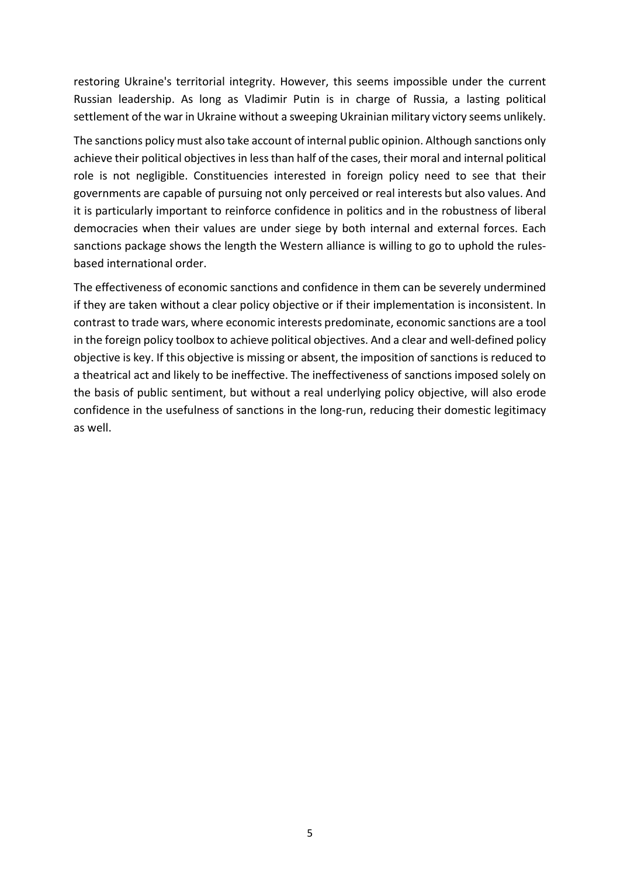restoring Ukraine's territorial integrity. However, this seems impossible under the current Russian leadership. As long as Vladimir Putin is in charge of Russia, a lasting political settlement of the war in Ukraine without a sweeping Ukrainian military victory seems unlikely.

The sanctions policy must also take account of internal public opinion. Although sanctions only achieve their political objectives in less than half of the cases, their moral and internal political role is not negligible. Constituencies interested in foreign policy need to see that their governments are capable of pursuing not only perceived or real interests but also values. And it is particularly important to reinforce confidence in politics and in the robustness of liberal democracies when their values are under siege by both internal and external forces. Each sanctions package shows the length the Western alliance is willing to go to uphold the rules-based international order.

The effectiveness of economic sanctions and confidence in them can be severely undermined if they are taken without a clear policy objective or if their implementation is inconsistent. In contrast to trade wars, where economic interests predominate, economic sanctions are a tool in the foreign policy toolbox to achieve political objectives. And a clear and well-defined policy objective is key. If this objective is missing or absent, the imposition of sanctions is reduced to a theatrical act and likely to be ineffective. The ineffectiveness of sanctions imposed solely on the basis of public sentiment, but without a real underlying policy objective, will also erode confidence in the usefulness of sanctions in the long-run, reducing their domestic legitimacy as well.